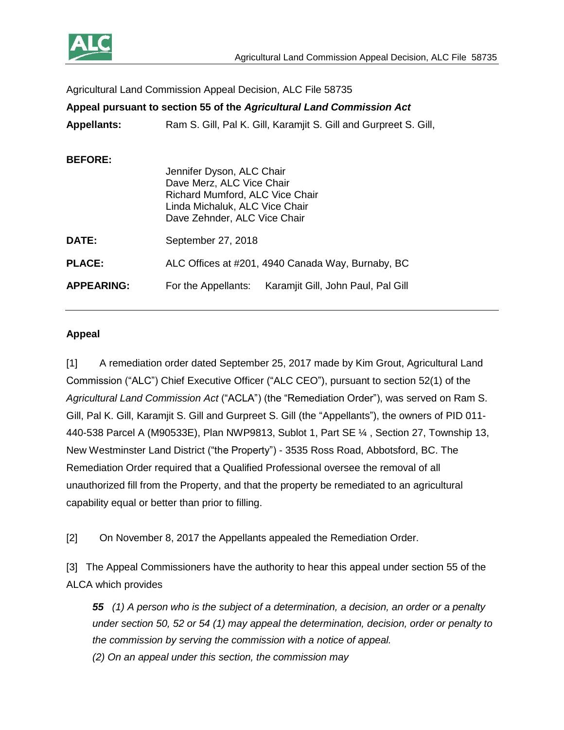Agricultural Land Commission Appeal Decision, ALC File 58735

**Appeal pursuant to section 55 of the *Agricultural Land Commission Act***

**Appellants:** Ram S. Gill, Pal K. Gill, Karamjit S. Gill and Gurpreet S. Gill,

**BEFORE:**

Jennifer Dyson, ALC Chair
Dave Merz, ALC Vice Chair
Richard Mumford, ALC Vice Chair
Linda Michaluk, ALC Vice Chair
Dave Zehnder, ALC Vice Chair

**DATE:** September 27, 2018

**PLACE:** ALC Offices at #201, 4940 Canada Way, Burnaby, BC

**APPEARING:** For the Appellants: Karamjit Gill, John Paul, Pal Gill

---

**Appeal**

[1] A remediation order dated September 25, 2017 made by Kim Grout, Agricultural Land Commission ("ALC") Chief Executive Officer ("ALC CEO"), pursuant to section 52(1) of the *Agricultural Land Commission Act* ("ACLA") (the "Remediation Order"), was served on Ram S. Gill, Pal K. Gill, Karamjit S. Gill and Gurpreet S. Gill (the "Appellants"), the owners of PID 011-440-538 Parcel A (M90533E), Plan NWP9813, Sublot 1, Part SE ¼ , Section 27, Township 13, New Westminster Land District ("the Property") - 3535 Ross Road, Abbotsford, BC. The Remediation Order required that a Qualified Professional oversee the removal of all unauthorized fill from the Property, and that the property be remediated to an agricultural capability equal or better than prior to filling.

[2] On November 8, 2017 the Appellants appealed the Remediation Order.

[3] The Appeal Commissioners have the authority to hear this appeal under section 55 of the ALCA which provides

> ***55*** *(1) A person who is the subject of a determination, a decision, an order or a penalty under section 50, 52 or 54 (1) may appeal the determination, decision, order or penalty to the commission by serving the commission with a notice of appeal.*
>
> *(2) On an appeal under this section, the commission may*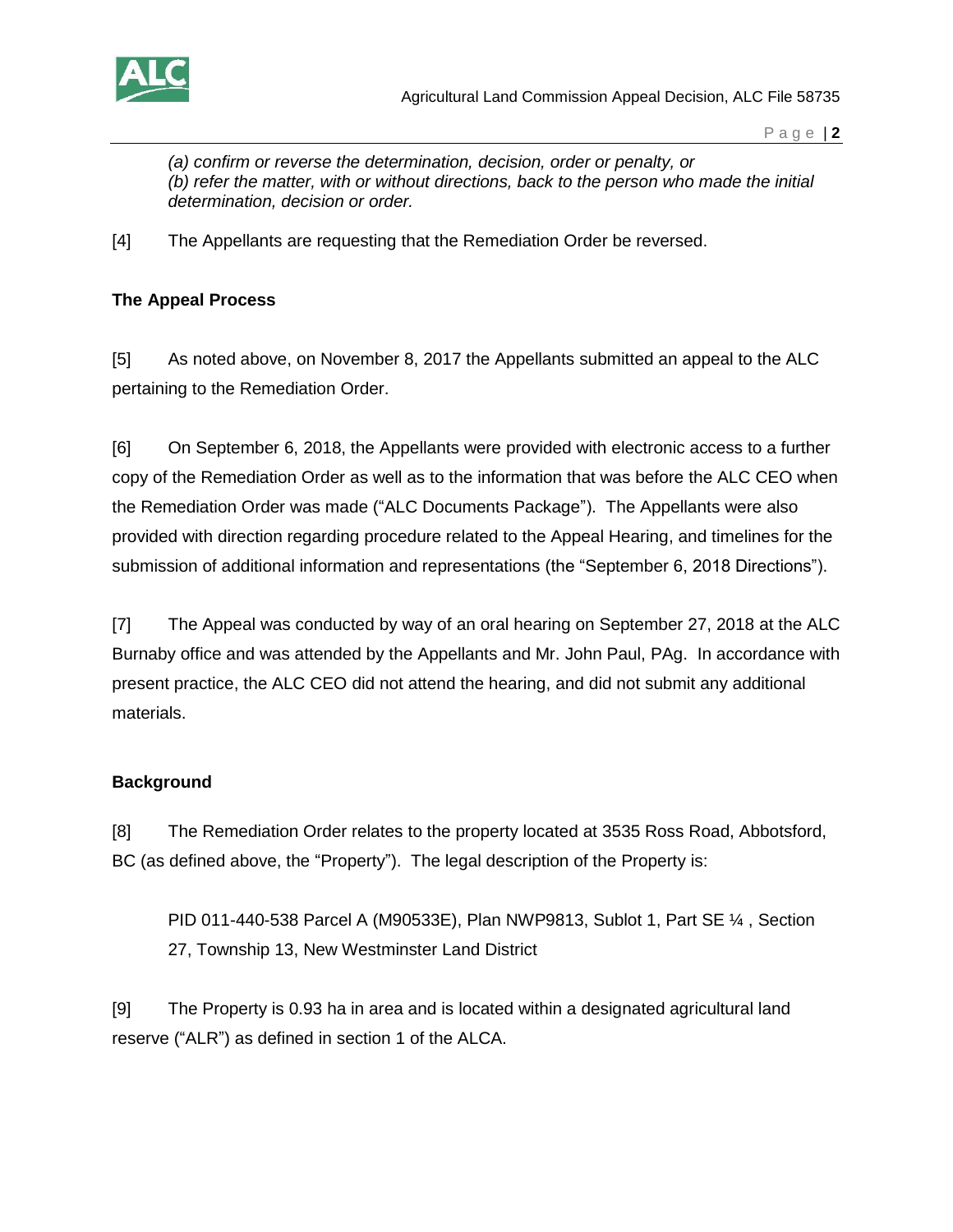*(a) confirm or reverse the determination, decision, order or penalty, or*
*(b) refer the matter, with or without directions, back to the person who made the initial determination, decision or order.*

[4] The Appellants are requesting that the Remediation Order be reversed.

**The Appeal Process**

[5] As noted above, on November 8, 2017 the Appellants submitted an appeal to the ALC pertaining to the Remediation Order.

[6] On September 6, 2018, the Appellants were provided with electronic access to a further copy of the Remediation Order as well as to the information that was before the ALC CEO when the Remediation Order was made ("ALC Documents Package"). The Appellants were also provided with direction regarding procedure related to the Appeal Hearing, and timelines for the submission of additional information and representations (the "September 6, 2018 Directions").

[7] The Appeal was conducted by way of an oral hearing on September 27, 2018 at the ALC Burnaby office and was attended by the Appellants and Mr. John Paul, PAg. In accordance with present practice, the ALC CEO did not attend the hearing, and did not submit any additional materials.

**Background**

[8] The Remediation Order relates to the property located at 3535 Ross Road, Abbotsford, BC (as defined above, the "Property"). The legal description of the Property is:

PID 011-440-538 Parcel A (M90533E), Plan NWP9813, Sublot 1, Part SE ¼ , Section 27, Township 13, New Westminster Land District

[9] The Property is 0.93 ha in area and is located within a designated agricultural land reserve ("ALR") as defined in section 1 of the ALCA.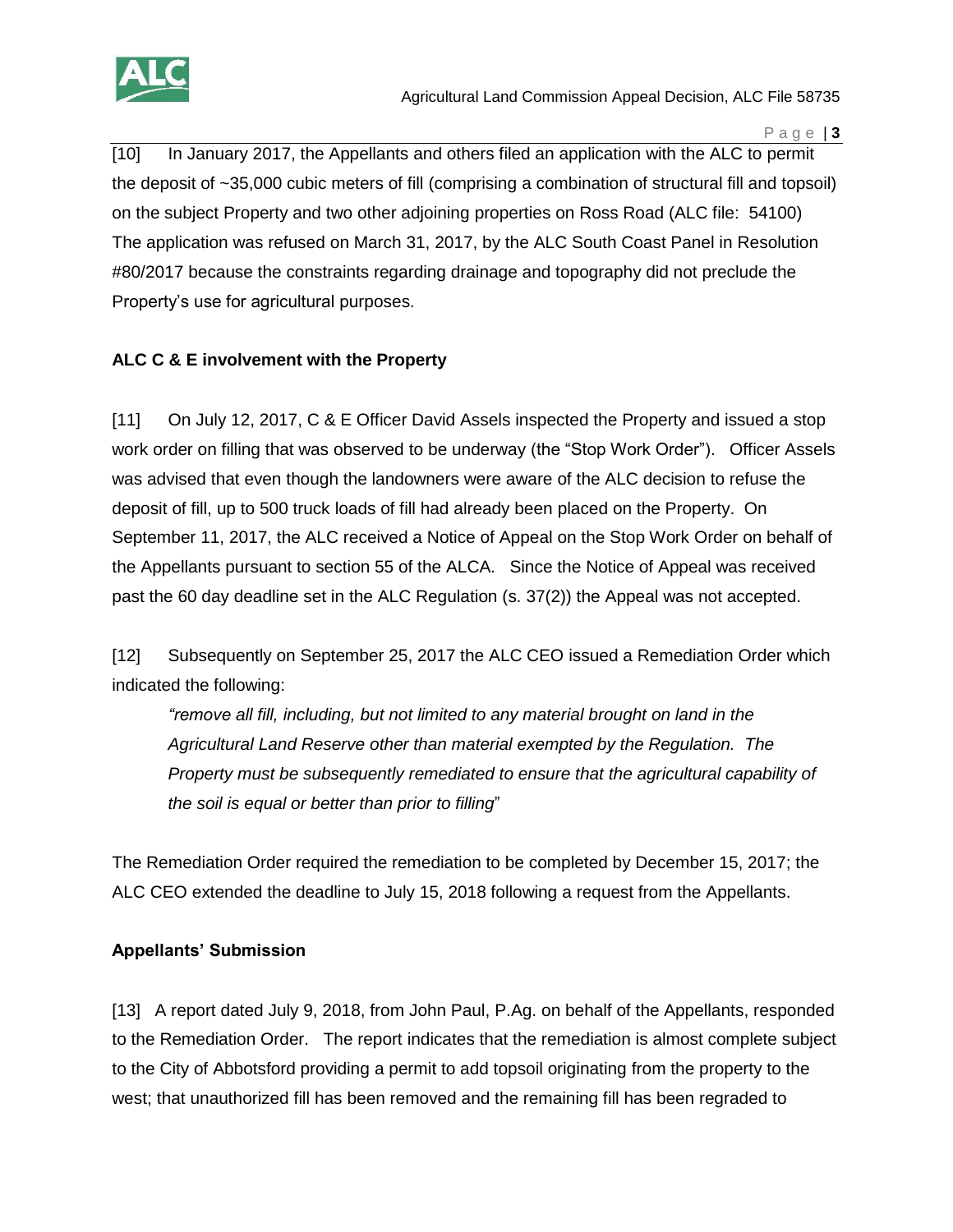[10] In January 2017, the Appellants and others filed an application with the ALC to permit the deposit of ~35,000 cubic meters of fill (comprising a combination of structural fill and topsoil) on the subject Property and two other adjoining properties on Ross Road (ALC file: 54100) The application was refused on March 31, 2017, by the ALC South Coast Panel in Resolution #80/2017 because the constraints regarding drainage and topography did not preclude the Property's use for agricultural purposes.

**ALC C & E involvement with the Property**

[11] On July 12, 2017, C & E Officer David Assels inspected the Property and issued a stop work order on filling that was observed to be underway (the "Stop Work Order"). Officer Assels was advised that even though the landowners were aware of the ALC decision to refuse the deposit of fill, up to 500 truck loads of fill had already been placed on the Property. On September 11, 2017, the ALC received a Notice of Appeal on the Stop Work Order on behalf of the Appellants pursuant to section 55 of the ALCA. Since the Notice of Appeal was received past the 60 day deadline set in the ALC Regulation (s. 37(2)) the Appeal was not accepted.

[12] Subsequently on September 25, 2017 the ALC CEO issued a Remediation Order which indicated the following:

> *"remove all fill, including, but not limited to any material brought on land in the Agricultural Land Reserve other than material exempted by the Regulation. The Property must be subsequently remediated to ensure that the agricultural capability of the soil is equal or better than prior to filling*"

The Remediation Order required the remediation to be completed by December 15, 2017; the ALC CEO extended the deadline to July 15, 2018 following a request from the Appellants.

**Appellants' Submission**

[13] A report dated July 9, 2018, from John Paul, P.Ag. on behalf of the Appellants, responded to the Remediation Order. The report indicates that the remediation is almost complete subject to the City of Abbotsford providing a permit to add topsoil originating from the property to the west; that unauthorized fill has been removed and the remaining fill has been regraded to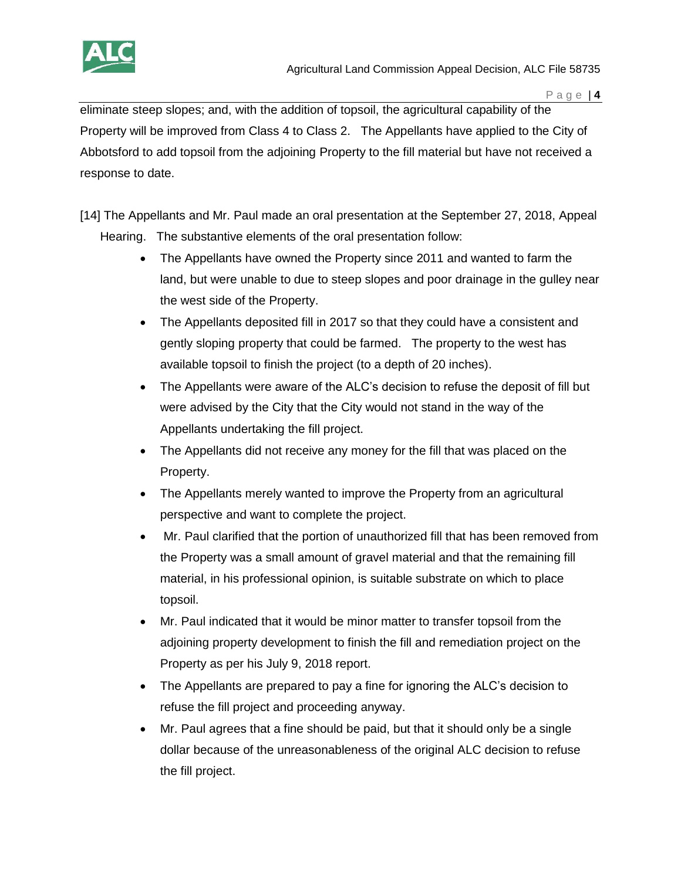eliminate steep slopes; and, with the addition of topsoil, the agricultural capability of the Property will be improved from Class 4 to Class 2. The Appellants have applied to the City of Abbotsford to add topsoil from the adjoining Property to the fill material but have not received a response to date.

[14] The Appellants and Mr. Paul made an oral presentation at the September 27, 2018, Appeal Hearing. The substantive elements of the oral presentation follow:

- The Appellants have owned the Property since 2011 and wanted to farm the land, but were unable to due to steep slopes and poor drainage in the gulley near the west side of the Property.
- The Appellants deposited fill in 2017 so that they could have a consistent and gently sloping property that could be farmed. The property to the west has available topsoil to finish the project (to a depth of 20 inches).
- The Appellants were aware of the ALC's decision to refuse the deposit of fill but were advised by the City that the City would not stand in the way of the Appellants undertaking the fill project.
- The Appellants did not receive any money for the fill that was placed on the Property.
- The Appellants merely wanted to improve the Property from an agricultural perspective and want to complete the project.
- Mr. Paul clarified that the portion of unauthorized fill that has been removed from the Property was a small amount of gravel material and that the remaining fill material, in his professional opinion, is suitable substrate on which to place topsoil.
- Mr. Paul indicated that it would be minor matter to transfer topsoil from the adjoining property development to finish the fill and remediation project on the Property as per his July 9, 2018 report.
- The Appellants are prepared to pay a fine for ignoring the ALC's decision to refuse the fill project and proceeding anyway.
- Mr. Paul agrees that a fine should be paid, but that it should only be a single dollar because of the unreasonableness of the original ALC decision to refuse the fill project.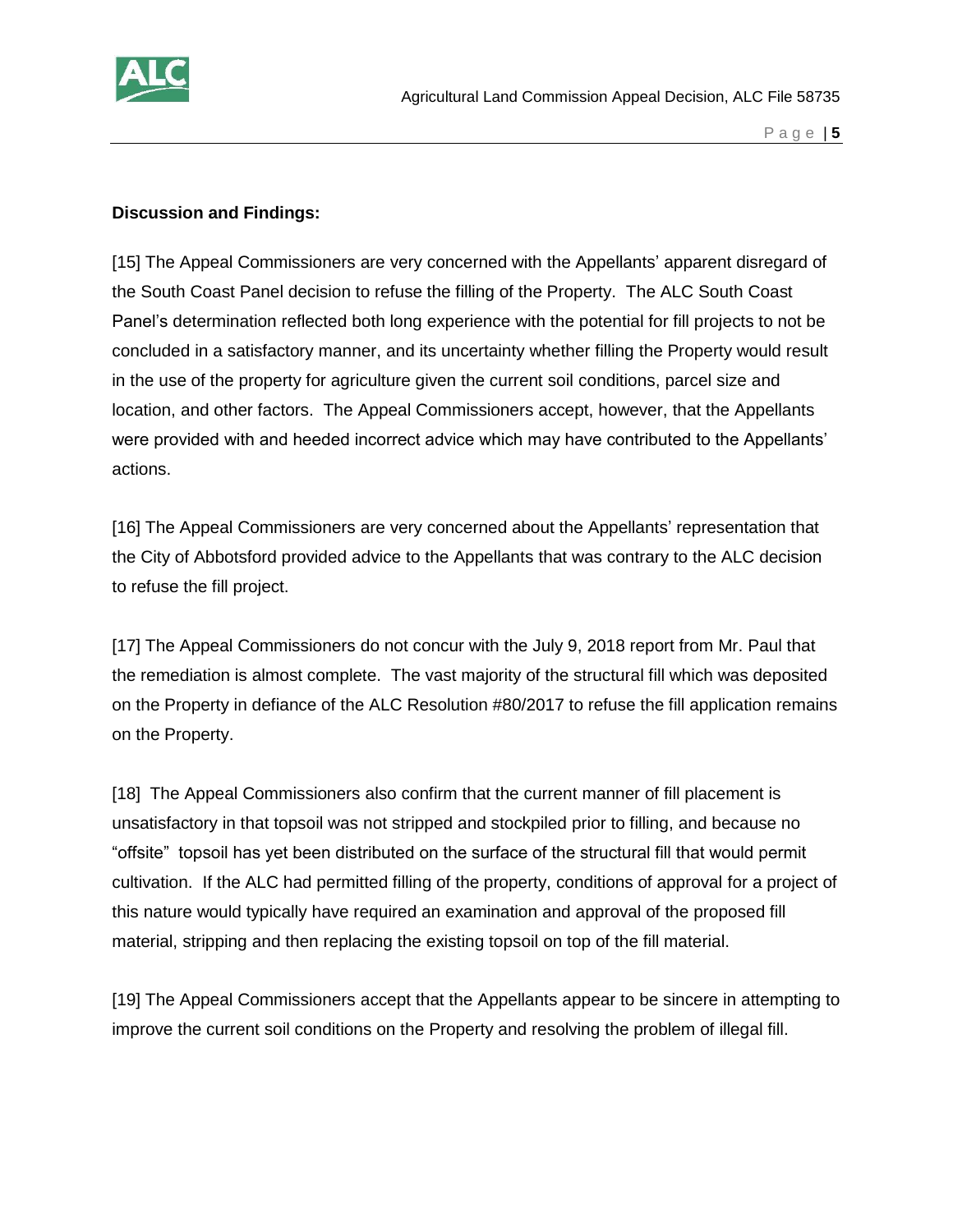**Discussion and Findings:**

[15] The Appeal Commissioners are very concerned with the Appellants' apparent disregard of the South Coast Panel decision to refuse the filling of the Property. The ALC South Coast Panel's determination reflected both long experience with the potential for fill projects to not be concluded in a satisfactory manner, and its uncertainty whether filling the Property would result in the use of the property for agriculture given the current soil conditions, parcel size and location, and other factors. The Appeal Commissioners accept, however, that the Appellants were provided with and heeded incorrect advice which may have contributed to the Appellants' actions.

[16] The Appeal Commissioners are very concerned about the Appellants' representation that the City of Abbotsford provided advice to the Appellants that was contrary to the ALC decision to refuse the fill project.

[17] The Appeal Commissioners do not concur with the July 9, 2018 report from Mr. Paul that the remediation is almost complete. The vast majority of the structural fill which was deposited on the Property in defiance of the ALC Resolution #80/2017 to refuse the fill application remains on the Property.

[18] The Appeal Commissioners also confirm that the current manner of fill placement is unsatisfactory in that topsoil was not stripped and stockpiled prior to filling, and because no "offsite" topsoil has yet been distributed on the surface of the structural fill that would permit cultivation. If the ALC had permitted filling of the property, conditions of approval for a project of this nature would typically have required an examination and approval of the proposed fill material, stripping and then replacing the existing topsoil on top of the fill material.

[19] The Appeal Commissioners accept that the Appellants appear to be sincere in attempting to improve the current soil conditions on the Property and resolving the problem of illegal fill.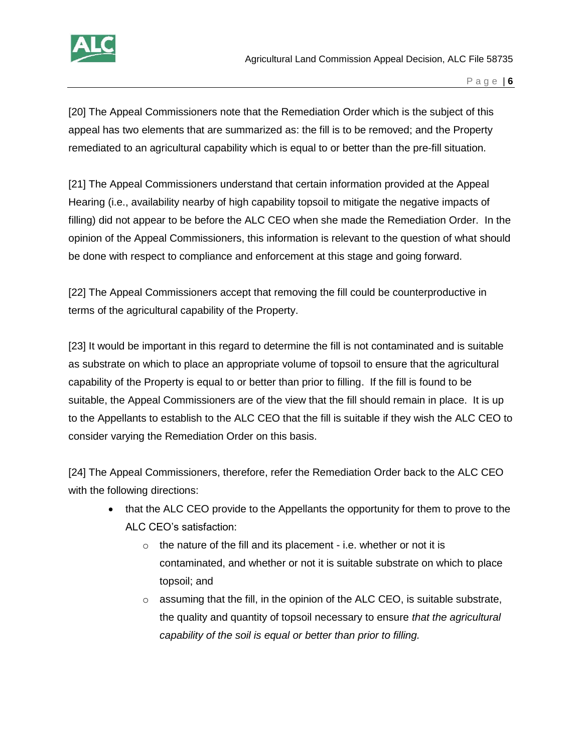[20] The Appeal Commissioners note that the Remediation Order which is the subject of this appeal has two elements that are summarized as: the fill is to be removed; and the Property remediated to an agricultural capability which is equal to or better than the pre-fill situation.

[21] The Appeal Commissioners understand that certain information provided at the Appeal Hearing (i.e., availability nearby of high capability topsoil to mitigate the negative impacts of filling) did not appear to be before the ALC CEO when she made the Remediation Order. In the opinion of the Appeal Commissioners, this information is relevant to the question of what should be done with respect to compliance and enforcement at this stage and going forward.

[22] The Appeal Commissioners accept that removing the fill could be counterproductive in terms of the agricultural capability of the Property.

[23] It would be important in this regard to determine the fill is not contaminated and is suitable as substrate on which to place an appropriate volume of topsoil to ensure that the agricultural capability of the Property is equal to or better than prior to filling. If the fill is found to be suitable, the Appeal Commissioners are of the view that the fill should remain in place. It is up to the Appellants to establish to the ALC CEO that the fill is suitable if they wish the ALC CEO to consider varying the Remediation Order on this basis.

[24] The Appeal Commissioners, therefore, refer the Remediation Order back to the ALC CEO with the following directions:

- that the ALC CEO provide to the Appellants the opportunity for them to prove to the ALC CEO's satisfaction:
  - the nature of the fill and its placement - i.e. whether or not it is contaminated, and whether or not it is suitable substrate on which to place topsoil; and
  - assuming that the fill, in the opinion of the ALC CEO, is suitable substrate, the quality and quantity of topsoil necessary to ensure *that the agricultural capability of the soil is equal or better than prior to filling.*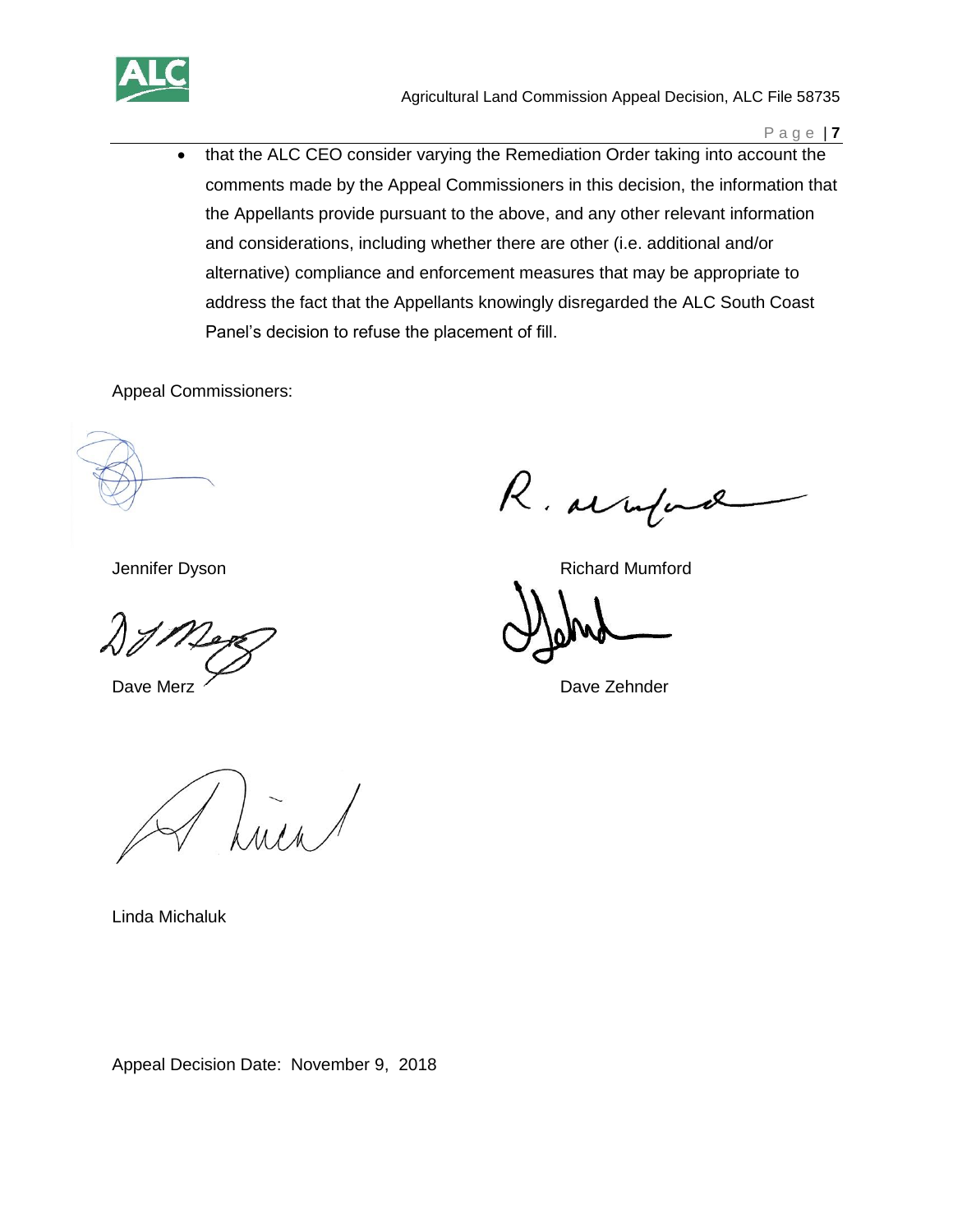- that the ALC CEO consider varying the Remediation Order taking into account the comments made by the Appeal Commissioners in this decision, the information that the Appellants provide pursuant to the above, and any other relevant information and considerations, including whether there are other (i.e. additional and/or alternative) compliance and enforcement measures that may be appropriate to address the fact that the Appellants knowingly disregarded the ALC South Coast Panel's decision to refuse the placement of fill.

Appeal Commissioners:

Jennifer Dyson

Richard Mumford

Dave Merz

Dave Zehnder

Linda Michaluk

Appeal Decision Date: November 9, 2018